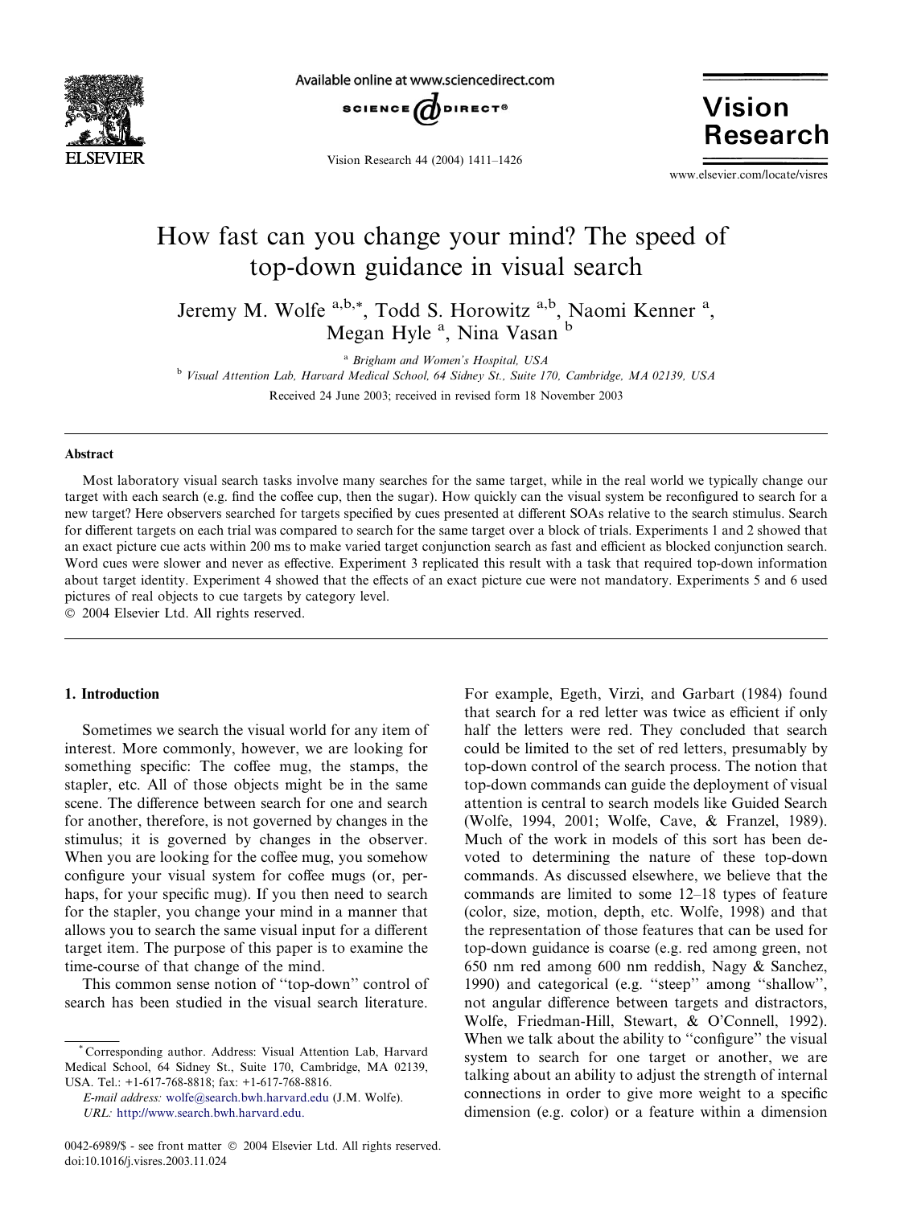# How fast can you change your mind? The speed of top-down guidance in visual search

Jeremy M. Wolfe [a,b,*], Todd S. Horowitz [a,b], Naomi Kenner [a], Megan Hyle [a], Nina Vasan [b]

[a] *Brigham and Women's Hospital, USA*

[b] *Visual Attention Lab, Harvard Medical School, 64 Sidney St., Suite 170, Cambridge, MA 02139, USA*

Received 24 June 2003; received in revised form 18 November 2003

## Abstract

Most laboratory visual search tasks involve many searches for the same target, while in the real world we typically change our target with each search (e.g. find the coffee cup, then the sugar). How quickly can the visual system be reconfigured to search for a new target? Here observers searched for targets specified by cues presented at different SOAs relative to the search stimulus. Search for different targets on each trial was compared to search for the same target over a block of trials. Experiments 1 and 2 showed that an exact picture cue acts within 200 ms to make varied target conjunction search as fast and efficient as blocked conjunction search. Word cues were slower and never as effective. Experiment 3 replicated this result with a task that required top-down information about target identity. Experiment 4 showed that the effects of an exact picture cue were not mandatory. Experiments 5 and 6 used pictures of real objects to cue targets by category level.

© 2004 Elsevier Ltd. All rights reserved.

## 1. Introduction

Sometimes we search the visual world for any item of interest. More commonly, however, we are looking for something specific: The coffee mug, the stamps, the stapler, etc. All of those objects might be in the same scene. The difference between search for one and search for another, therefore, is not governed by changes in the stimulus; it is governed by changes in the observer. When you are looking for the coffee mug, you somehow configure your visual system for coffee mugs (or, perhaps, for your specific mug). If you then need to search for the stapler, you change your mind in a manner that allows you to search the same visual input for a different target item. The purpose of this paper is to examine the time-course of that change of the mind.

This common sense notion of "top-down" control of search has been studied in the visual search literature. For example, Egeth, Virzi, and Garbart (1984) found that search for a red letter was twice as efficient if only half the letters were red. They concluded that search could be limited to the set of red letters, presumably by top-down control of the search process. The notion that top-down commands can guide the deployment of visual attention is central to search models like Guided Search (Wolfe, 1994, 2001; Wolfe, Cave, & Franzel, 1989). Much of the work in models of this sort has been devoted to determining the nature of these top-down commands. As discussed elsewhere, we believe that the commands are limited to some 12–18 types of feature (color, size, motion, depth, etc. Wolfe, 1998) and that the representation of those features that can be used for top-down guidance is coarse (e.g. red among green, not 650 nm red among 600 nm reddish, Nagy & Sanchez, 1990) and categorical (e.g. "steep" among "shallow", not angular difference between targets and distractors, Wolfe, Friedman-Hill, Stewart, & O'Connell, 1992). When we talk about the ability to "configure" the visual system to search for one target or another, we are talking about an ability to adjust the strength of internal connections in order to give more weight to a specific dimension (e.g. color) or a feature within a dimension

\* Corresponding author. Address: Visual Attention Lab, Harvard Medical School, 64 Sidney St., Suite 170, Cambridge, MA 02139, USA. Tel.: +1-617-768-8818; fax: +1-617-768-8816.

*E-mail address:* wolfe@search.bwh.harvard.edu (J.M. Wolfe).

*URL:* http://www.search.bwh.harvard.edu.

0042-6989/$ - see front matter © 2004 Elsevier Ltd. All rights reserved.
doi:10.1016/j.visres.2003.11.024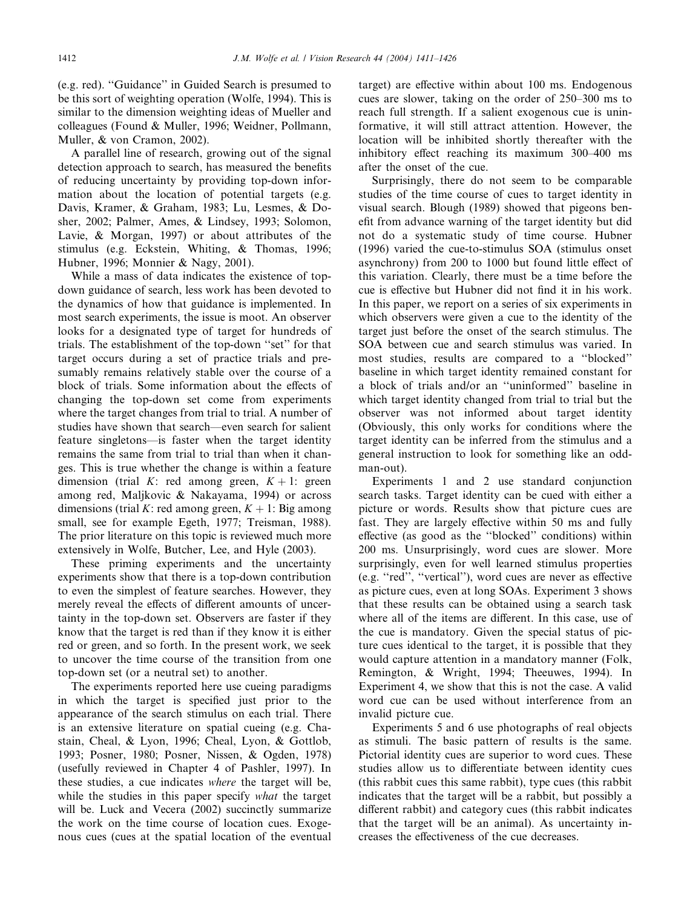(e.g. red). "Guidance" in Guided Search is presumed to be this sort of weighting operation (Wolfe, 1994). This is similar to the dimension weighting ideas of Mueller and colleagues (Found & Muller, 1996; Weidner, Pollmann, Muller, & von Cramon, 2002).

A parallel line of research, growing out of the signal detection approach to search, has measured the benefits of reducing uncertainty by providing top-down information about the location of potential targets (e.g. Davis, Kramer, & Graham, 1983; Lu, Lesmes, & Dosher, 2002; Palmer, Ames, & Lindsey, 1993; Solomon, Lavie, & Morgan, 1997) or about attributes of the stimulus (e.g. Eckstein, Whiting, & Thomas, 1996; Hubner, 1996; Monnier & Nagy, 2001).

While a mass of data indicates the existence of top-down guidance of search, less work has been devoted to the dynamics of how that guidance is implemented. In most search experiments, the issue is moot. An observer looks for a designated type of target for hundreds of trials. The establishment of the top-down "set" for that target occurs during a set of practice trials and presumably remains relatively stable over the course of a block of trials. Some information about the effects of changing the top-down set come from experiments where the target changes from trial to trial. A number of studies have shown that search—even search for salient feature singletons—is faster when the target identity remains the same from trial to trial than when it changes. This is true whether the change is within a feature dimension (trial $K$: red among green, $K+1$: green among red, Maljkovic & Nakayama, 1994) or across dimensions (trial $K$: red among green, $K+1$: Big among small, see for example Egeth, 1977; Treisman, 1988). The prior literature on this topic is reviewed much more extensively in Wolfe, Butcher, Lee, and Hyle (2003).

These priming experiments and the uncertainty experiments show that there is a top-down contribution to even the simplest of feature searches. However, they merely reveal the effects of different amounts of uncertainty in the top-down set. Observers are faster if they know that the target is red than if they know it is either red or green, and so forth. In the present work, we seek to uncover the time course of the transition from one top-down set (or a neutral set) to another.

The experiments reported here use cueing paradigms in which the target is specified just prior to the appearance of the search stimulus on each trial. There is an extensive literature on spatial cueing (e.g. Chastain, Cheal, & Lyon, 1996; Cheal, Lyon, & Gottlob, 1993; Posner, 1980; Posner, Nissen, & Ogden, 1978) (usefully reviewed in Chapter 4 of Pashler, 1997). In these studies, a cue indicates *where* the target will be, while the studies in this paper specify *what* the target will be. Luck and Vecera (2002) succinctly summarize the work on the time course of location cues. Exogenous cues (cues at the spatial location of the eventual target) are effective within about 100 ms. Endogenous cues are slower, taking on the order of 250–300 ms to reach full strength. If a salient exogenous cue is uninformative, it will still attract attention. However, the location will be inhibited shortly thereafter with the inhibitory effect reaching its maximum 300–400 ms after the onset of the cue.

Surprisingly, there do not seem to be comparable studies of the time course of cues to target identity in visual search. Blough (1989) showed that pigeons benefit from advance warning of the target identity but did not do a systematic study of time course. Hubner (1996) varied the cue-to-stimulus SOA (stimulus onset asynchrony) from 200 to 1000 but found little effect of this variation. Clearly, there must be a time before the cue is effective but Hubner did not find it in his work. In this paper, we report on a series of six experiments in which observers were given a cue to the identity of the target just before the onset of the search stimulus. The SOA between cue and search stimulus was varied. In most studies, results are compared to a "blocked" baseline in which target identity remained constant for a block of trials and/or an "uninformed" baseline in which target identity changed from trial to trial but the observer was not informed about target identity (Obviously, this only works for conditions where the target identity can be inferred from the stimulus and a general instruction to look for something like an odd-man-out).

Experiments 1 and 2 use standard conjunction search tasks. Target identity can be cued with either a picture or words. Results show that picture cues are fast. They are largely effective within 50 ms and fully effective (as good as the "blocked" conditions) within 200 ms. Unsurprisingly, word cues are slower. More surprisingly, even for well learned stimulus properties (e.g. "red", "vertical"), word cues are never as effective as picture cues, even at long SOAs. Experiment 3 shows that these results can be obtained using a search task where all of the items are different. In this case, use of the cue is mandatory. Given the special status of picture cues identical to the target, it is possible that they would capture attention in a mandatory manner (Folk, Remington, & Wright, 1994; Theeuwes, 1994). In Experiment 4, we show that this is not the case. A valid word cue can be used without interference from an invalid picture cue.

Experiments 5 and 6 use photographs of real objects as stimuli. The basic pattern of results is the same. Pictorial identity cues are superior to word cues. These studies allow us to differentiate between identity cues (this rabbit cues this same rabbit), type cues (this rabbit indicates that the target will be a rabbit, but possibly a different rabbit) and category cues (this rabbit indicates that the target will be an animal). As uncertainty increases the effectiveness of the cue decreases.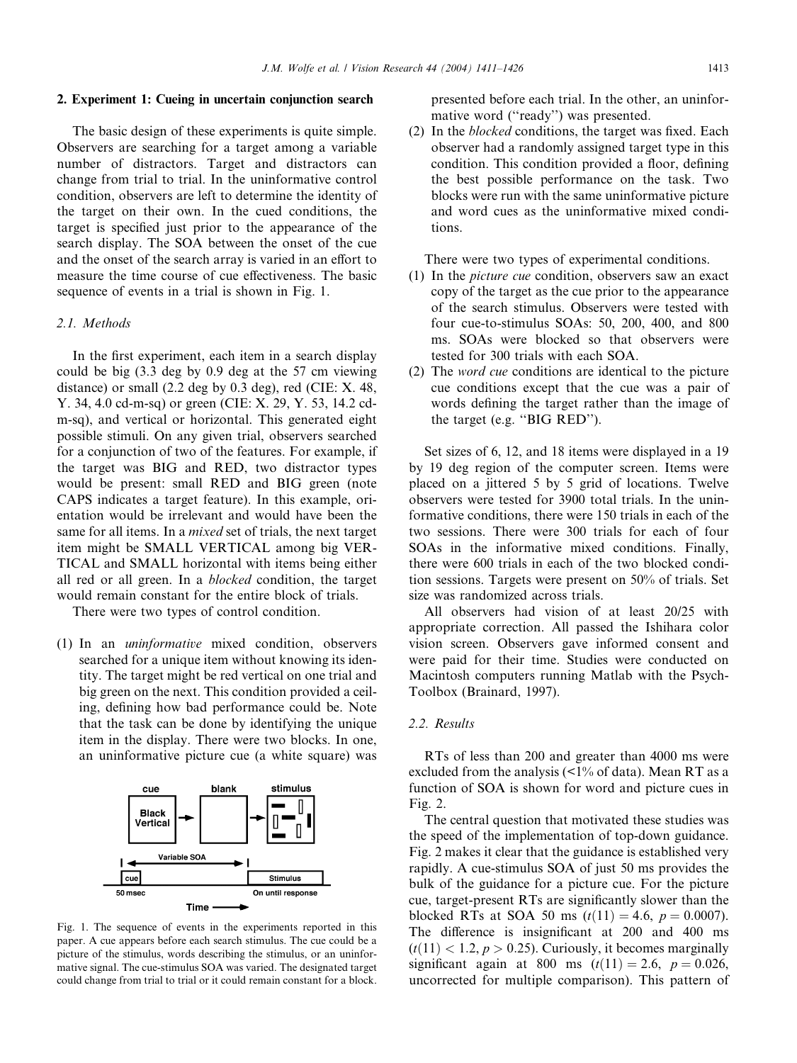## 2. Experiment 1: Cueing in uncertain conjunction search

The basic design of these experiments is quite simple. Observers are searching for a target among a variable number of distractors. Target and distractors can change from trial to trial. In the uninformative control condition, observers are left to determine the identity of the target on their own. In the cued conditions, the target is specified just prior to the appearance of the search display. The SOA between the onset of the cue and the onset of the search array is varied in an effort to measure the time course of cue effectiveness. The basic sequence of events in a trial is shown in Fig. 1.

### 2.1. Methods

In the first experiment, each item in a search display could be big (3.3 deg by 0.9 deg at the 57 cm viewing distance) or small (2.2 deg by 0.3 deg), red (CIE: X. 48, Y. 34, 4.0 cd-m-sq) or green (CIE: X. 29, Y. 53, 14.2 cd-m-sq), and vertical or horizontal. This generated eight possible stimuli. On any given trial, observers searched for a conjunction of two of the features. For example, if the target was BIG and RED, two distractor types would be present: small RED and BIG green (note CAPS indicates a target feature). In this example, orientation would be irrelevant and would have been the same for all items. In a *mixed* set of trials, the next target item might be SMALL VERTICAL among big VERTICAL and SMALL horizontal with items being either all red or all green. In a *blocked* condition, the target would remain constant for the entire block of trials.

There were two types of control condition.

(1) In an *uninformative* mixed condition, observers searched for a unique item without knowing its identity. The target might be red vertical on one trial and big green on the next. This condition provided a ceiling, defining how bad performance could be. Note that the task can be done by identifying the unique item in the display. There were two blocks. In one, an uninformative picture cue (a white square) was presented before each trial. In the other, an uninformative word ("ready") was presented.
(2) In the *blocked* conditions, the target was fixed. Each observer had a randomly assigned target type in this condition. This condition provided a floor, defining the best possible performance on the task. Two blocks were run with the same uninformative picture and word cues as the uninformative mixed conditions.

Fig. 1. The sequence of events in the experiments reported in this paper. A cue appears before each search stimulus. The cue could be a picture of the stimulus, words describing the stimulus, or an uninformative signal. The cue-stimulus SOA was varied. The designated target could change from trial to trial or it could remain constant for a block.

There were two types of experimental conditions.

(1) In the *picture cue* condition, observers saw an exact copy of the target as the cue prior to the appearance of the search stimulus. Observers were tested with four cue-to-stimulus SOAs: 50, 200, 400, and 800 ms. SOAs were blocked so that observers were tested for 300 trials with each SOA.
(2) The *word cue* conditions are identical to the picture cue conditions except that the cue was a pair of words defining the target rather than the image of the target (e.g. "BIG RED").

Set sizes of 6, 12, and 18 items were displayed in a 19 by 19 deg region of the computer screen. Items were placed on a jittered 5 by 5 grid of locations. Twelve observers were tested for 3900 total trials. In the uninformative conditions, there were 150 trials in each of the two sessions. There were 300 trials for each of four SOAs in the informative mixed conditions. Finally, there were 600 trials in each of the two blocked condition sessions. Targets were present on 50% of trials. Set size was randomized across trials.

All observers had vision of at least 20/25 with appropriate correction. All passed the Ishihara color vision screen. Observers gave informed consent and were paid for their time. Studies were conducted on Macintosh computers running Matlab with the PsychToolbox (Brainard, 1997).

### 2.2. Results

RTs of less than 200 and greater than 4000 ms were excluded from the analysis (<1% of data). Mean RT as a function of SOA is shown for word and picture cues in Fig. 2.

The central question that motivated these studies was the speed of the implementation of top-down guidance. Fig. 2 makes it clear that the guidance is established very rapidly. A cue-stimulus SOA of just 50 ms provides the bulk of the guidance for a picture cue. For the picture cue, target-present RTs are significantly slower than the blocked RTs at SOA 50 ms ($t(11) = 4.6$, $p = 0.0007$). The difference is insignificant at 200 and 400 ms ($t(11) < 1.2$, $p > 0.25$). Curiously, it becomes marginally significant again at 800 ms ($t(11) = 2.6$, $p = 0.026$, uncorrected for multiple comparison). This pattern of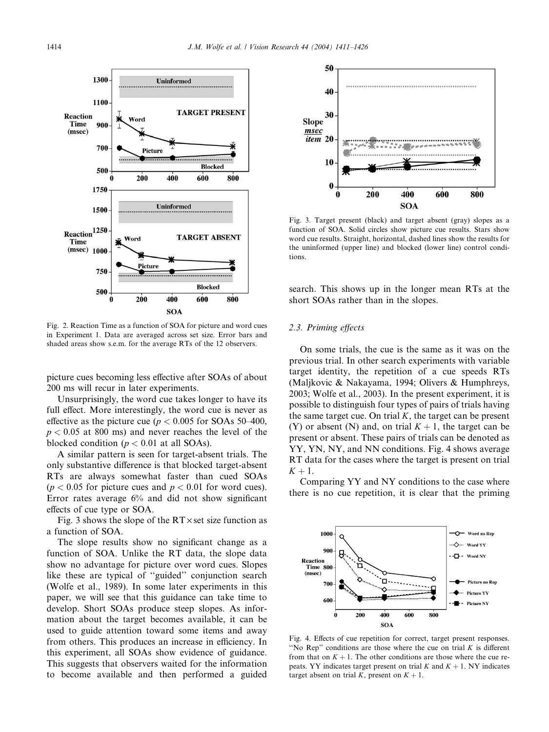Fig. 2. Reaction Time as a function of SOA for picture and word cues in Experiment 1. Data are averaged across set size. Error bars and shaded areas show s.e.m. for the average RTs of the 12 observers.

picture cues becoming less effective after SOAs of about 200 ms will recur in later experiments.

Unsurprisingly, the word cue takes longer to have its full effect. More interestingly, the word cue is never as effective as the picture cue ($p < 0.005$ for SOAs 50–400, $p < 0.05$ at 800 ms) and never reaches the level of the blocked condition ($p < 0.01$ at all SOAs).

A similar pattern is seen for target-absent trials. The only substantive difference is that blocked target-absent RTs are always somewhat faster than cued SOAs ($p < 0.05$ for picture cues and $p < 0.01$ for word cues). Error rates average 6% and did not show significant effects of cue type or SOA.

Fig. 3 shows the slope of the RT × set size function as a function of SOA.

The slope results show no significant change as a function of SOA. Unlike the RT data, the slope data show no advantage for picture over word cues. Slopes like these are typical of "guided" conjunction search (Wolfe et al., 1989). In some later experiments in this paper, we will see that this guidance can take time to develop. Short SOAs produce steep slopes. As information about the target becomes available, it can be used to guide attention toward some items and away from others. This produces an increase in efficiency. In this experiment, all SOAs show evidence of guidance. This suggests that observers waited for the information to become available and then performed a guided search. This shows up in the longer mean RTs at the short SOAs rather than in the slopes.

Fig. 3. Target present (black) and target absent (gray) slopes as a function of SOA. Solid circles show picture cue results. Stars show word cue results. Straight, horizontal, dashed lines show the results for the uninformed (upper line) and blocked (lower line) control conditions.

### 2.3. Priming effects

On some trials, the cue is the same as it was on the previous trial. In other search experiments with variable target identity, the repetition of a cue speeds RTs (Maljkovic & Nakayama, 1994; Olivers & Humphreys, 2003; Wolfe et al., 2003). In the present experiment, it is possible to distinguish four types of pairs of trials having the same target cue. On trial $K$, the target can be present (Y) or absent (N) and, on trial $K+1$, the target can be present or absent. These pairs of trials can be denoted as YY, YN, NY, and NN conditions. Fig. 4 shows average RT data for the cases where the target is present on trial $K+1$.

Comparing YY and NY conditions to the case where there is no cue repetition, it is clear that the priming

Fig. 4. Effects of cue repetition for correct, target present responses. "No Rep" conditions are those where the cue on trial $K$ is different from that on $K+1$. The other conditions are those where the cue repeats. YY indicates target present on trial $K$ and $K+1$. NY indicates target absent on trial $K$, present on $K+1$.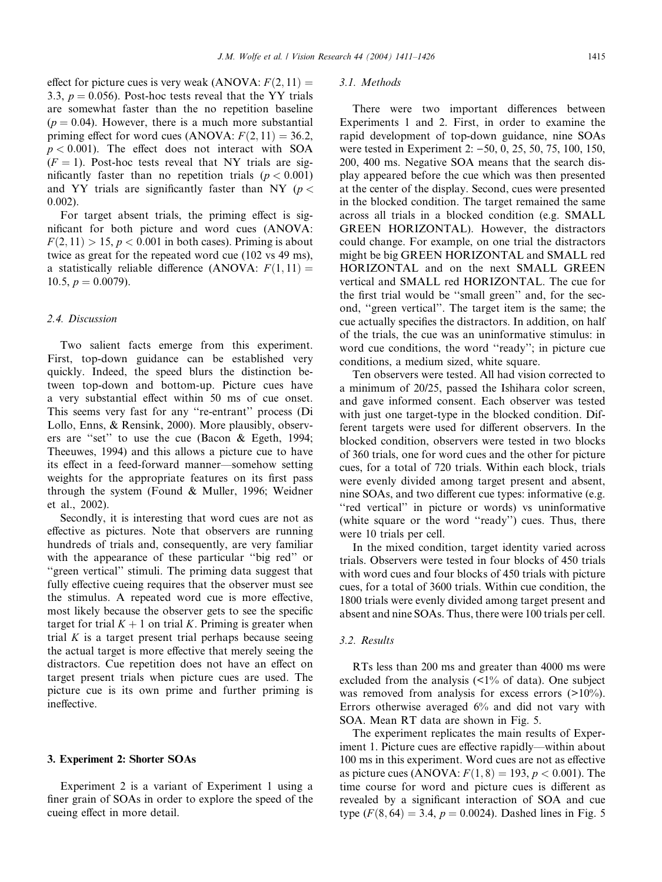effect for picture cues is very weak (ANOVA: $F(2, 11) = 3.3$, $p = 0.056$). Post-hoc tests reveal that the YY trials are somewhat faster than the no repetition baseline ($p = 0.04$). However, there is a much more substantial priming effect for word cues (ANOVA: $F(2, 11) = 36.2$, $p < 0.001$). The effect does not interact with SOA ($F = 1$). Post-hoc tests reveal that NY trials are significantly faster than no repetition trials ($p < 0.001$) and YY trials are significantly faster than NY ($p < 0.002$).

For target absent trials, the priming effect is significant for both picture and word cues (ANOVA: $F(2, 11) > 15$, $p < 0.001$ in both cases). Priming is about twice as great for the repeated word cue (102 vs 49 ms), a statistically reliable difference (ANOVA: $F(1, 11) = 10.5$, $p = 0.0079$).

### 2.4. Discussion

Two salient facts emerge from this experiment. First, top-down guidance can be established very quickly. Indeed, the speed blurs the distinction between top-down and bottom-up. Picture cues have a very substantial effect within 50 ms of cue onset. This seems very fast for any "re-entrant" process (Di Lollo, Enns, & Rensink, 2000). More plausibly, observers are "set" to use the cue (Bacon & Egeth, 1994; Theeuwes, 1994) and this allows a picture cue to have its effect in a feed-forward manner—somehow setting weights for the appropriate features on its first pass through the system (Found & Muller, 1996; Weidner et al., 2002).

Secondly, it is interesting that word cues are not as effective as pictures. Note that observers are running hundreds of trials and, consequently, are very familiar with the appearance of these particular "big red" or "green vertical" stimuli. The priming data suggest that fully effective cueing requires that the observer must see the stimulus. A repeated word cue is more effective, most likely because the observer gets to see the specific target for trial $K + 1$ on trial $K$. Priming is greater when trial $K$ is a target present trial perhaps because seeing the actual target is more effective that merely seeing the distractors. Cue repetition does not have an effect on target present trials when picture cues are used. The picture cue is its own prime and further priming is ineffective.

## 3. Experiment 2: Shorter SOAs

Experiment 2 is a variant of Experiment 1 using a finer grain of SOAs in order to explore the speed of the cueing effect in more detail.

### 3.1. Methods

There were two important differences between Experiments 1 and 2. First, in order to examine the rapid development of top-down guidance, nine SOAs were tested in Experiment 2: −50, 0, 25, 50, 75, 100, 150, 200, 400 ms. Negative SOA means that the search display appeared before the cue which was then presented at the center of the display. Second, cues were presented in the blocked condition. The target remained the same across all trials in a blocked condition (e.g. SMALL GREEN HORIZONTAL). However, the distractors could change. For example, on one trial the distractors might be big GREEN HORIZONTAL and SMALL red HORIZONTAL and on the next SMALL GREEN vertical and SMALL red HORIZONTAL. The cue for the first trial would be "small green" and, for the second, "green vertical". The target item is the same; the cue actually specifies the distractors. In addition, on half of the trials, the cue was an uninformative stimulus: in word cue conditions, the word "ready"; in picture cue conditions, a medium sized, white square.

Ten observers were tested. All had vision corrected to a minimum of 20/25, passed the Ishihara color screen, and gave informed consent. Each observer was tested with just one target-type in the blocked condition. Different targets were used for different observers. In the blocked condition, observers were tested in two blocks of 360 trials, one for word cues and the other for picture cues, for a total of 720 trials. Within each block, trials were evenly divided among target present and absent, nine SOAs, and two different cue types: informative (e.g. "red vertical" in picture or words) vs uninformative (white square or the word "ready") cues. Thus, there were 10 trials per cell.

In the mixed condition, target identity varied across trials. Observers were tested in four blocks of 450 trials with word cues and four blocks of 450 trials with picture cues, for a total of 3600 trials. Within cue condition, the 1800 trials were evenly divided among target present and absent and nine SOAs. Thus, there were 100 trials per cell.

### 3.2. Results

RTs less than 200 ms and greater than 4000 ms were excluded from the analysis (<1% of data). One subject was removed from analysis for excess errors (>10%). Errors otherwise averaged 6% and did not vary with SOA. Mean RT data are shown in Fig. 5.

The experiment replicates the main results of Experiment 1. Picture cues are effective rapidly—within about 100 ms in this experiment. Word cues are not as effective as picture cues (ANOVA: $F(1, 8) = 193$, $p < 0.001$). The time course for word and picture cues is different as revealed by a significant interaction of SOA and cue type ($F(8, 64) = 3.4$, $p = 0.0024$). Dashed lines in Fig. 5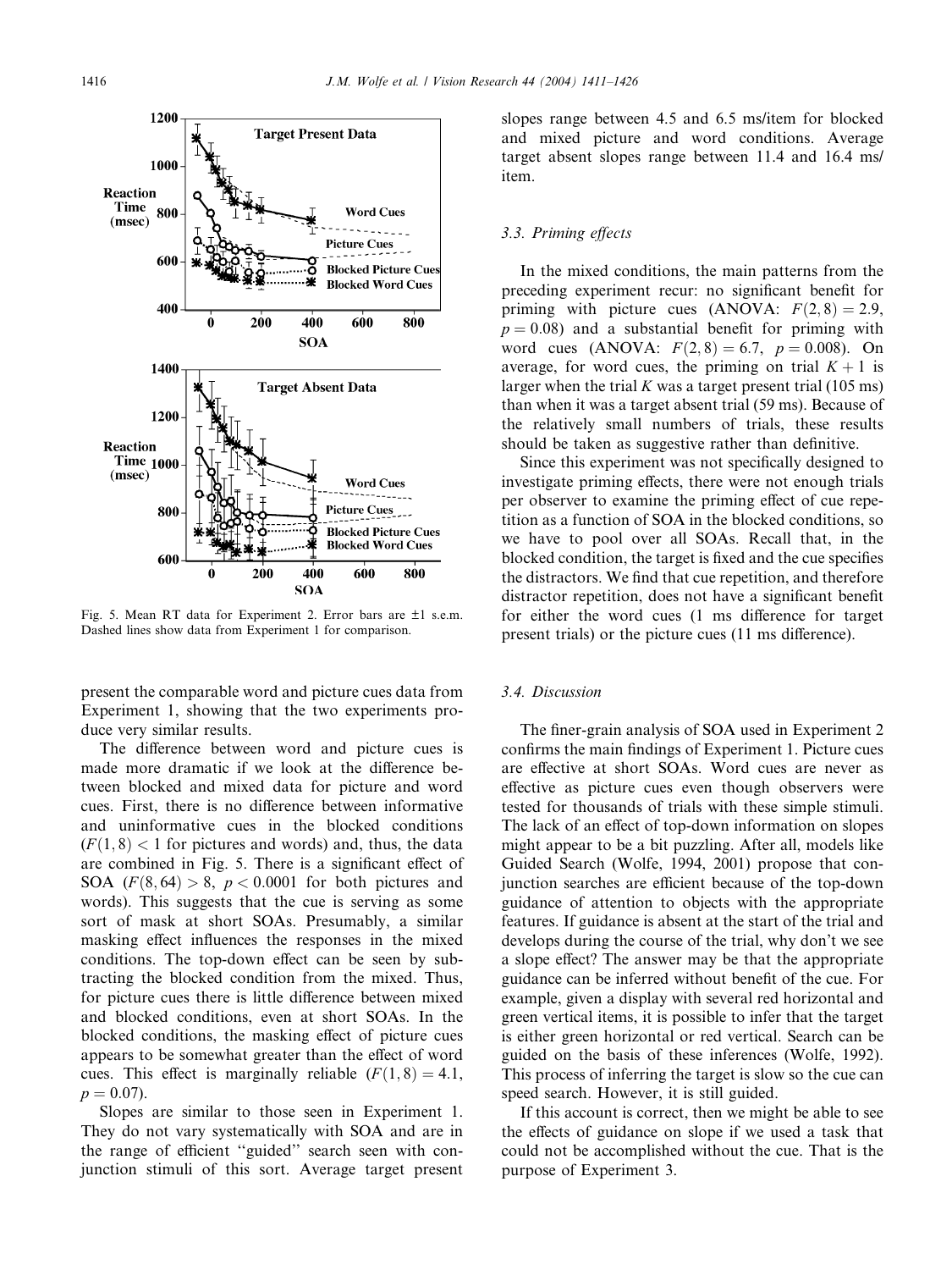Fig. 5. Mean RT data for Experiment 2. Error bars are ±1 s.e.m. Dashed lines show data from Experiment 1 for comparison.

present the comparable word and picture cues data from Experiment 1, showing that the two experiments produce very similar results.

The difference between word and picture cues is made more dramatic if we look at the difference between blocked and mixed data for picture and word cues. First, there is no difference between informative and uninformative cues in the blocked conditions ($F(1,8) < 1$ for pictures and words) and, thus, the data are combined in Fig. 5. There is a significant effect of SOA ($F(8,64) > 8$, $p < 0.0001$ for both pictures and words). This suggests that the cue is serving as some sort of mask at short SOAs. Presumably, a similar masking effect influences the responses in the mixed conditions. The top-down effect can be seen by subtracting the blocked condition from the mixed. Thus, for picture cues there is little difference between mixed and blocked conditions, even at short SOAs. In the blocked conditions, the masking effect of picture cues appears to be somewhat greater than the effect of word cues. This effect is marginally reliable ($F(1,8) = 4.1$, $p = 0.07$).

Slopes are similar to those seen in Experiment 1. They do not vary systematically with SOA and are in the range of efficient "guided" search seen with conjunction stimuli of this sort. Average target present slopes range between 4.5 and 6.5 ms/item for blocked and mixed picture and word conditions. Average target absent slopes range between 11.4 and 16.4 ms/item.

### 3.3. Priming effects

In the mixed conditions, the main patterns from the preceding experiment recur: no significant benefit for priming with picture cues (ANOVA: $F(2,8) = 2.9$, $p = 0.08$) and a substantial benefit for priming with word cues (ANOVA: $F(2,8) = 6.7$, $p = 0.008$). On average, for word cues, the priming on trial $K+1$ is larger when the trial $K$ was a target present trial (105 ms) than when it was a target absent trial (59 ms). Because of the relatively small numbers of trials, these results should be taken as suggestive rather than definitive.

Since this experiment was not specifically designed to investigate priming effects, there were not enough trials per observer to examine the priming effect of cue repetition as a function of SOA in the blocked conditions, so we have to pool over all SOAs. Recall that, in the blocked condition, the target is fixed and the cue specifies the distractors. We find that cue repetition, and therefore distractor repetition, does not have a significant benefit for either the word cues (1 ms difference for target present trials) or the picture cues (11 ms difference).

### 3.4. Discussion

The finer-grain analysis of SOA used in Experiment 2 confirms the main findings of Experiment 1. Picture cues are effective at short SOAs. Word cues are never as effective as picture cues even though observers were tested for thousands of trials with these simple stimuli. The lack of an effect of top-down information on slopes might appear to be a bit puzzling. After all, models like Guided Search (Wolfe, 1994, 2001) propose that conjunction searches are efficient because of the top-down guidance of attention to objects with the appropriate features. If guidance is absent at the start of the trial and develops during the course of the trial, why don't we see a slope effect? The answer may be that the appropriate guidance can be inferred without benefit of the cue. For example, given a display with several red horizontal and green vertical items, it is possible to infer that the target is either green horizontal or red vertical. Search can be guided on the basis of these inferences (Wolfe, 1992). This process of inferring the target is slow so the cue can speed search. However, it is still guided.

If this account is correct, then we might be able to see the effects of guidance on slope if we used a task that could not be accomplished without the cue. That is the purpose of Experiment 3.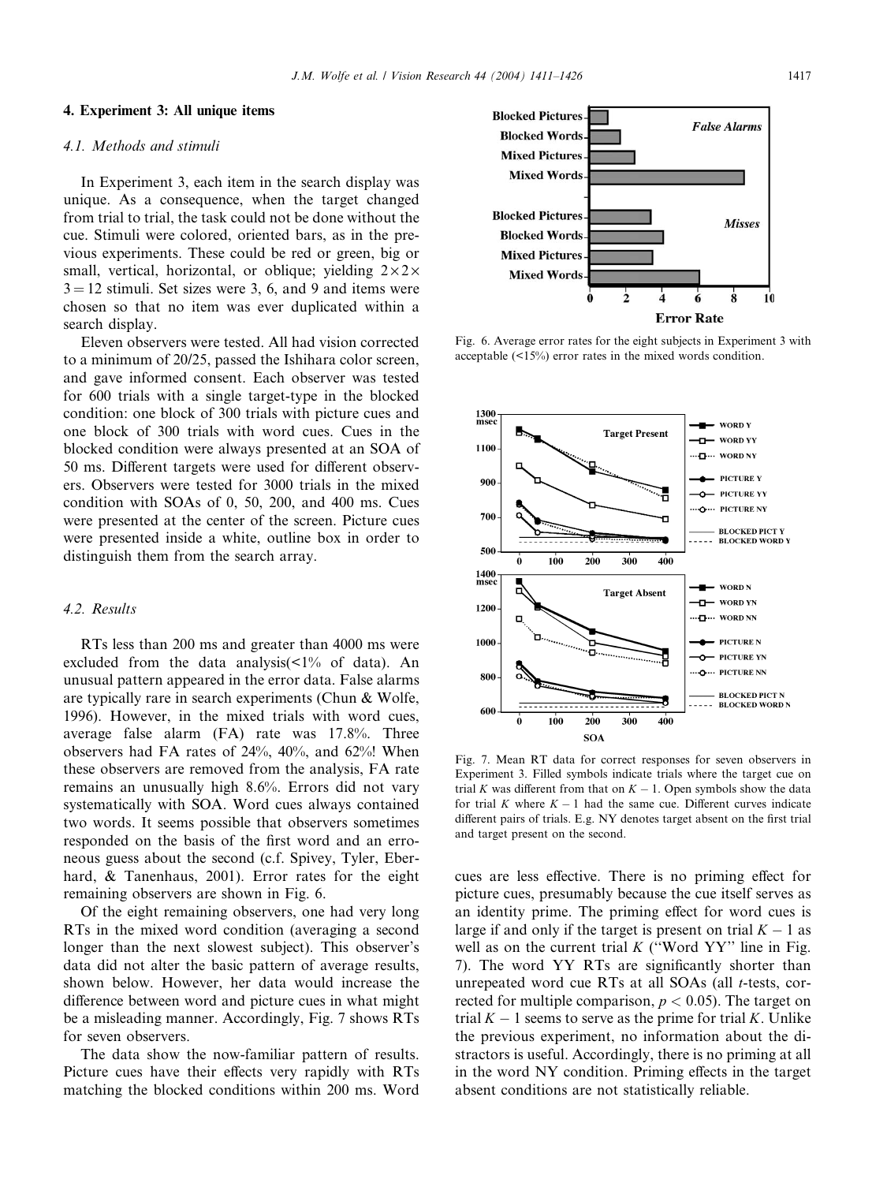## 4. Experiment 3: All unique items

### 4.1. Methods and stimuli

In Experiment 3, each item in the search display was unique. As a consequence, when the target changed from trial to trial, the task could not be done without the cue. Stimuli were colored, oriented bars, as in the previous experiments. These could be red or green, big or small, vertical, horizontal, or oblique; yielding $2 \times 2 \times 3 = 12$ stimuli. Set sizes were 3, 6, and 9 and items were chosen so that no item was ever duplicated within a search display.

Eleven observers were tested. All had vision corrected to a minimum of 20/25, passed the Ishihara color screen, and gave informed consent. Each observer was tested for 600 trials with a single target-type in the blocked condition: one block of 300 trials with picture cues and one block of 300 trials with word cues. Cues in the blocked condition were always presented at an SOA of 50 ms. Different targets were used for different observers. Observers were tested for 3000 trials in the mixed condition with SOAs of 0, 50, 200, and 400 ms. Cues were presented at the center of the screen. Picture cues were presented inside a white, outline box in order to distinguish them from the search array.

### 4.2. Results

RTs less than 200 ms and greater than 4000 ms were excluded from the data analysis(<1% of data). An unusual pattern appeared in the error data. False alarms are typically rare in search experiments (Chun & Wolfe, 1996). However, in the mixed trials with word cues, average false alarm (FA) rate was 17.8%. Three observers had FA rates of 24%, 40%, and 62%! When these observers are removed from the analysis, FA rate remains an unusually high 8.6%. Errors did not vary systematically with SOA. Word cues always contained two words. It seems possible that observers sometimes responded on the basis of the first word and an erroneous guess about the second (c.f. Spivey, Tyler, Eberhard, & Tanenhaus, 2001). Error rates for the eight remaining observers are shown in Fig. 6.

Of the eight remaining observers, one had very long RTs in the mixed word condition (averaging a second longer than the next slowest subject). This observer's data did not alter the basic pattern of average results, shown below. However, her data would increase the difference between word and picture cues in what might be a misleading manner. Accordingly, Fig. 7 shows RTs for seven observers.

The data show the now-familiar pattern of results. Picture cues have their effects very rapidly with RTs matching the blocked conditions within 200 ms. Word cues are less effective. There is no priming effect for picture cues, presumably because the cue itself serves as an identity prime. The priming effect for word cues is large if and only if the target is present on trial $K-1$ as well as on the current trial $K$ ("Word YY" line in Fig. 7). The word YY RTs are significantly shorter than unrepeated word cue RTs at all SOAs (all $t$-tests, corrected for multiple comparison, $p < 0.05$). The target on trial $K-1$ seems to serve as the prime for trial $K$. Unlike the previous experiment, no information about the distractors is useful. Accordingly, there is no priming at all in the word NY condition. Priming effects in the target absent conditions are not statistically reliable.

Fig. 6. Average error rates for the eight subjects in Experiment 3 with acceptable (<15%) error rates in the mixed words condition.

Fig. 7. Mean RT data for correct responses for seven observers in Experiment 3. Filled symbols indicate trials where the target cue on trial $K$ was different from that on $K-1$. Open symbols show the data for trial $K$ where $K-1$ had the same cue. Different curves indicate different pairs of trials. E.g. NY denotes target absent on the first trial and target present on the second.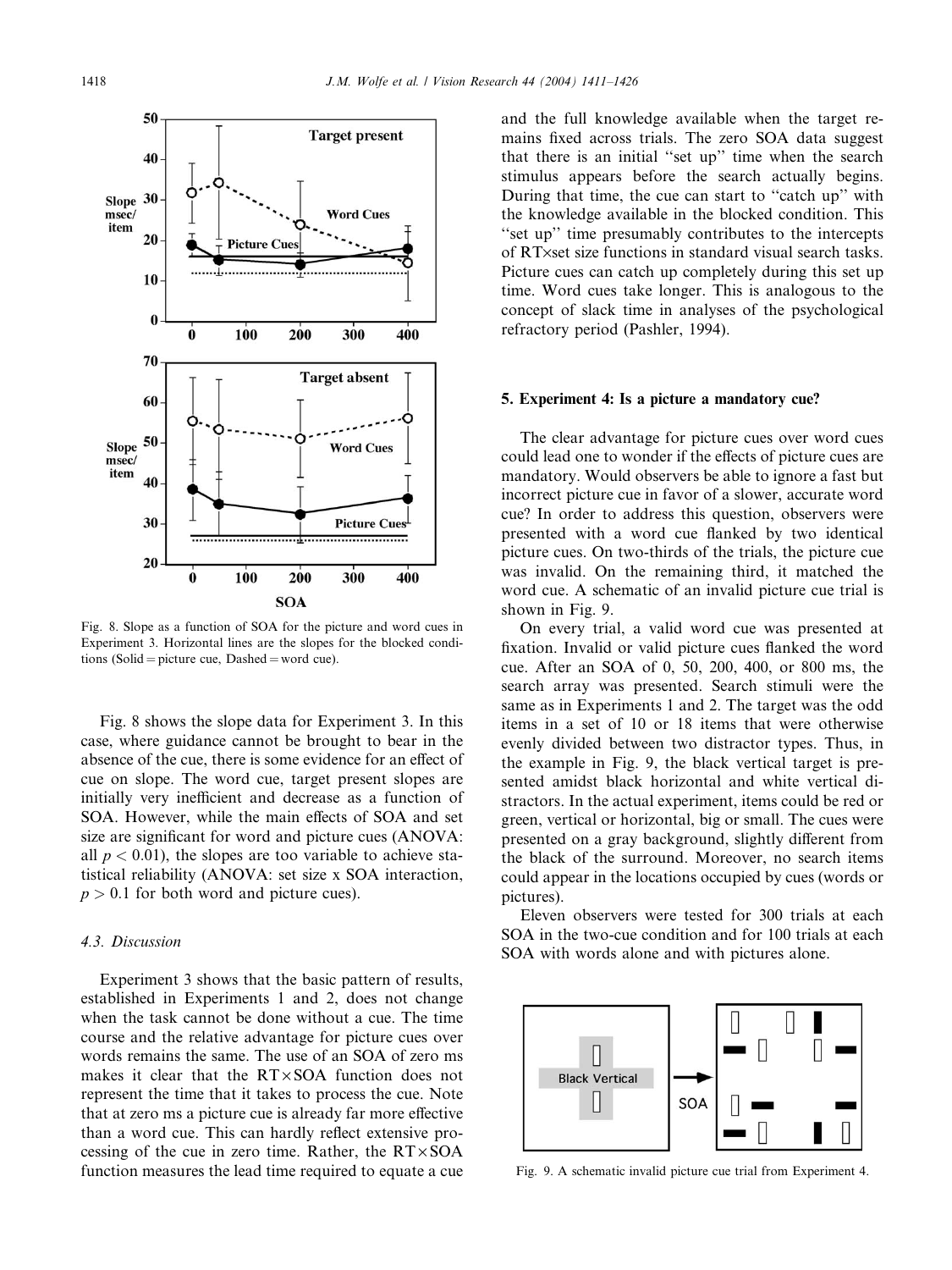Fig. 8. Slope as a function of SOA for the picture and word cues in Experiment 3. Horizontal lines are the slopes for the blocked conditions (Solid = picture cue, Dashed = word cue).

Fig. 8 shows the slope data for Experiment 3. In this case, where guidance cannot be brought to bear in the absence of the cue, there is some evidence for an effect of cue on slope. The word cue, target present slopes are initially very inefficient and decrease as a function of SOA. However, while the main effects of SOA and set size are significant for word and picture cues (ANOVA: all $p < 0.01$), the slopes are too variable to achieve statistical reliability (ANOVA: set size x SOA interaction, $p > 0.1$ for both word and picture cues).

### 4.3. Discussion

Experiment 3 shows that the basic pattern of results, established in Experiments 1 and 2, does not change when the task cannot be done without a cue. The time course and the relative advantage for picture cues over words remains the same. The use of an SOA of zero ms makes it clear that the RT×SOA function does not represent the time that it takes to process the cue. Note that at zero ms a picture cue is already far more effective than a word cue. This can hardly reflect extensive processing of the cue in zero time. Rather, the RT×SOA function measures the lead time required to equate a cue and the full knowledge available when the target remains fixed across trials. The zero SOA data suggest that there is an initial "set up" time when the search stimulus appears before the search actually begins. During that time, the cue can start to "catch up" with the knowledge available in the blocked condition. This "set up" time presumably contributes to the intercepts of RT×set size functions in standard visual search tasks. Picture cues can catch up completely during this set up time. Word cues take longer. This is analogous to the concept of slack time in analyses of the psychological refractory period (Pashler, 1994).

## 5. Experiment 4: Is a picture a mandatory cue?

The clear advantage for picture cues over word cues could lead one to wonder if the effects of picture cues are mandatory. Would observers be able to ignore a fast but incorrect picture cue in favor of a slower, accurate word cue? In order to address this question, observers were presented with a word cue flanked by two identical picture cues. On two-thirds of the trials, the picture cue was invalid. On the remaining third, it matched the word cue. A schematic of an invalid picture cue trial is shown in Fig. 9.

On every trial, a valid word cue was presented at fixation. Invalid or valid picture cues flanked the word cue. After an SOA of 0, 50, 200, 400, or 800 ms, the search array was presented. Search stimuli were the same as in Experiments 1 and 2. The target was the odd items in a set of 10 or 18 items that were otherwise evenly divided between two distractor types. Thus, in the example in Fig. 9, the black vertical target is presented amidst black horizontal and white vertical distractors. In the actual experiment, items could be red or green, vertical or horizontal, big or small. The cues were presented on a gray background, slightly different from the black of the surround. Moreover, no search items could appear in the locations occupied by cues (words or pictures).

Eleven observers were tested for 300 trials at each SOA in the two-cue condition and for 100 trials at each SOA with words alone and with pictures alone.

Fig. 9. A schematic invalid picture cue trial from Experiment 4.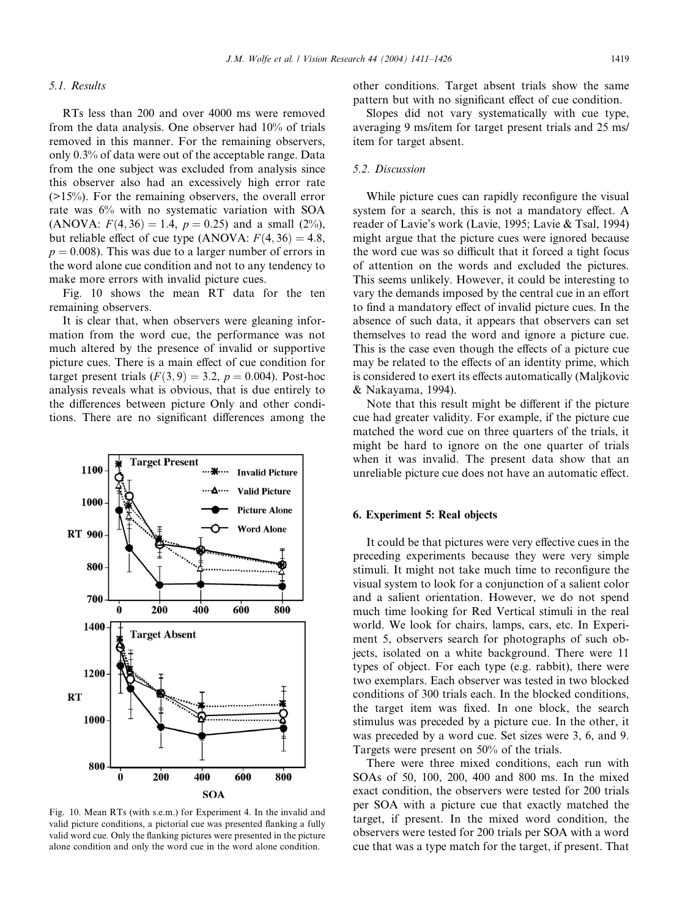### 5.1. Results

RTs less than 200 and over 4000 ms were removed from the data analysis. One observer had 10% of trials removed in this manner. For the remaining observers, only 0.3% of data were out of the acceptable range. Data from the one subject was excluded from analysis since this observer also had an excessively high error rate (>15%). For the remaining observers, the overall error rate was 6% with no systematic variation with SOA (ANOVA: $F(4, 36) = 1.4$, $p = 0.25$) and a small (2%), but reliable effect of cue type (ANOVA: $F(4, 36) = 4.8$, $p = 0.008$). This was due to a larger number of errors in the word alone cue condition and not to any tendency to make more errors with invalid picture cues.

Fig. 10 shows the mean RT data for the ten remaining observers.

It is clear that, when observers were gleaning information from the word cue, the performance was not much altered by the presence of invalid or supportive picture cues. There is a main effect of cue condition for target present trials ($F(3, 9) = 3.2$, $p = 0.004$). Post-hoc analysis reveals what is obvious, that is due entirely to the differences between picture Only and other conditions. There are no significant differences among the other conditions. Target absent trials show the same pattern but with no significant effect of cue condition.

Slopes did not vary systematically with cue type, averaging 9 ms/item for target present trials and 25 ms/item for target absent.

Fig. 10. Mean RTs (with s.e.m.) for Experiment 4. In the invalid and valid picture conditions, a pictorial cue was presented flanking a fully valid word cue. Only the flanking pictures were presented in the picture alone condition and only the word cue in the word alone condition.

### 5.2. Discussion

While picture cues can rapidly reconfigure the visual system for a search, this is not a mandatory effect. A reader of Lavie's work (Lavie, 1995; Lavie & Tsal, 1994) might argue that the picture cues were ignored because the word cue was so difficult that it forced a tight focus of attention on the words and excluded the pictures. This seems unlikely. However, it could be interesting to vary the demands imposed by the central cue in an effort to find a mandatory effect of invalid picture cues. In the absence of such data, it appears that observers can set themselves to read the word and ignore a picture cue. This is the case even though the effects of a picture cue may be related to the effects of an identity prime, which is considered to exert its effects automatically (Maljkovic & Nakayama, 1994).

Note that this result might be different if the picture cue had greater validity. For example, if the picture cue matched the word cue on three quarters of the trials, it might be hard to ignore on the one quarter of trials when it was invalid. The present data show that an unreliable picture cue does not have an automatic effect.

## 6. Experiment 5: Real objects

It could be that pictures were very effective cues in the preceding experiments because they were very simple stimuli. It might not take much time to reconfigure the visual system to look for a conjunction of a salient color and a salient orientation. However, we do not spend much time looking for Red Vertical stimuli in the real world. We look for chairs, lamps, cars, etc. In Experiment 5, observers search for photographs of such objects, isolated on a white background. There were 11 types of object. For each type (e.g. rabbit), there were two exemplars. Each observer was tested in two blocked conditions of 300 trials each. In the blocked conditions, the target item was fixed. In one block, the search stimulus was preceded by a picture cue. In the other, it was preceded by a word cue. Set sizes were 3, 6, and 9. Targets were present on 50% of the trials.

There were three mixed conditions, each run with SOAs of 50, 100, 200, 400 and 800 ms. In the mixed exact condition, the observers were tested for 200 trials per SOA with a picture cue that exactly matched the target, if present. In the mixed word condition, the observers were tested for 200 trials per SOA with a word cue that was a type match for the target, if present. That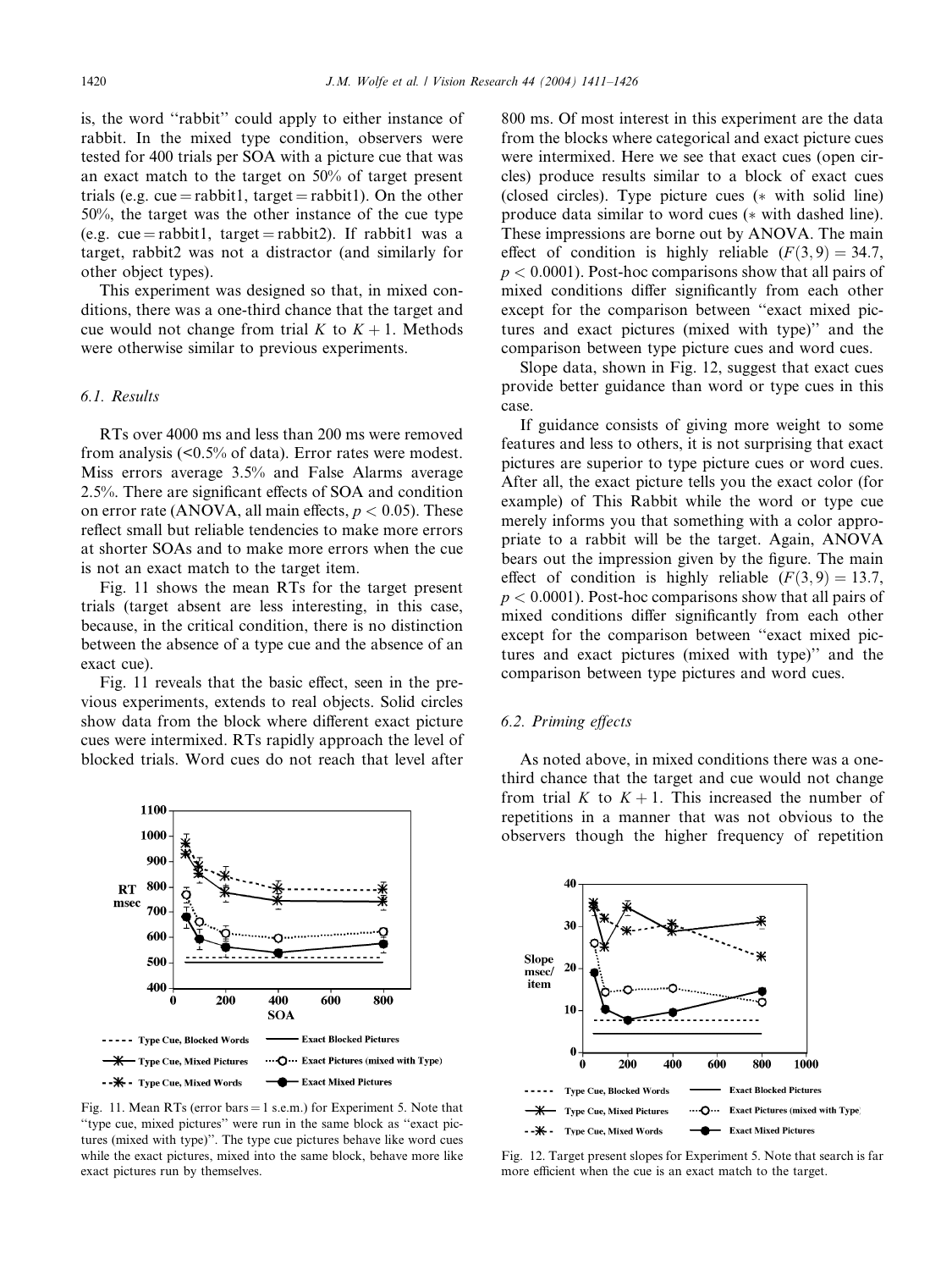is, the word "rabbit" could apply to either instance of rabbit. In the mixed type condition, observers were tested for 400 trials per SOA with a picture cue that was an exact match to the target on 50% of target present trials (e.g. cue = rabbit1, target = rabbit1). On the other 50%, the target was the other instance of the cue type (e.g. cue = rabbit1, target = rabbit2). If rabbit1 was a target, rabbit2 was not a distractor (and similarly for other object types).

This experiment was designed so that, in mixed conditions, there was a one-third chance that the target and cue would not change from trial $K$ to $K+1$. Methods were otherwise similar to previous experiments.

### 6.1. Results

RTs over 4000 ms and less than 200 ms were removed from analysis (<0.5% of data). Error rates were modest. Miss errors average 3.5% and False Alarms average 2.5%. There are significant effects of SOA and condition on error rate (ANOVA, all main effects, $p < 0.05$). These reflect small but reliable tendencies to make more errors at shorter SOAs and to make more errors when the cue is not an exact match to the target item.

Fig. 11 shows the mean RTs for the target present trials (target absent are less interesting, in this case, because, in the critical condition, there is no distinction between the absence of a type cue and the absence of an exact cue).

Fig. 11 reveals that the basic effect, seen in the previous experiments, extends to real objects. Solid circles show data from the block where different exact picture cues were intermixed. RTs rapidly approach the level of blocked trials. Word cues do not reach that level after 800 ms. Of most interest in this experiment are the data from the blocks where categorical and exact picture cues were intermixed. Here we see that exact cues (open circles) produce results similar to a block of exact cues (closed circles). Type picture cues (* with solid line) produce data similar to word cues (* with dashed line). These impressions are borne out by ANOVA. The main effect of condition is highly reliable ($F(3,9) = 34.7$, $p < 0.0001$). Post-hoc comparisons show that all pairs of mixed conditions differ significantly from each other except for the comparison between "exact mixed pictures and exact pictures (mixed with type)" and the comparison between type picture cues and word cues.

Slope data, shown in Fig. 12, suggest that exact cues provide better guidance than word or type cues in this case.

If guidance consists of giving more weight to some features and less to others, it is not surprising that exact pictures are superior to type picture cues or word cues. After all, the exact picture tells you the exact color (for example) of This Rabbit while the word or type cue merely informs you that something with a color appropriate to a rabbit will be the target. Again, ANOVA bears out the impression given by the figure. The main effect of condition is highly reliable ($F(3,9) = 13.7$, $p < 0.0001$). Post-hoc comparisons show that all pairs of mixed conditions differ significantly from each other except for the comparison between "exact mixed pictures and exact pictures (mixed with type)" and the comparison between type pictures and word cues.

Fig. 11. Mean RTs (error bars = 1 s.e.m.) for Experiment 5. Note that "type cue, mixed pictures" were run in the same block as "exact pictures (mixed with type)". The type cue pictures behave like word cues while the exact pictures, mixed into the same block, behave more like exact pictures run by themselves.

### 6.2. Priming effects

As noted above, in mixed conditions there was a one-third chance that the target and cue would not change from trial $K$ to $K+1$. This increased the number of repetitions in a manner that was not obvious to the observers though the higher frequency of repetition

Fig. 12. Target present slopes for Experiment 5. Note that search is far more efficient when the cue is an exact match to the target.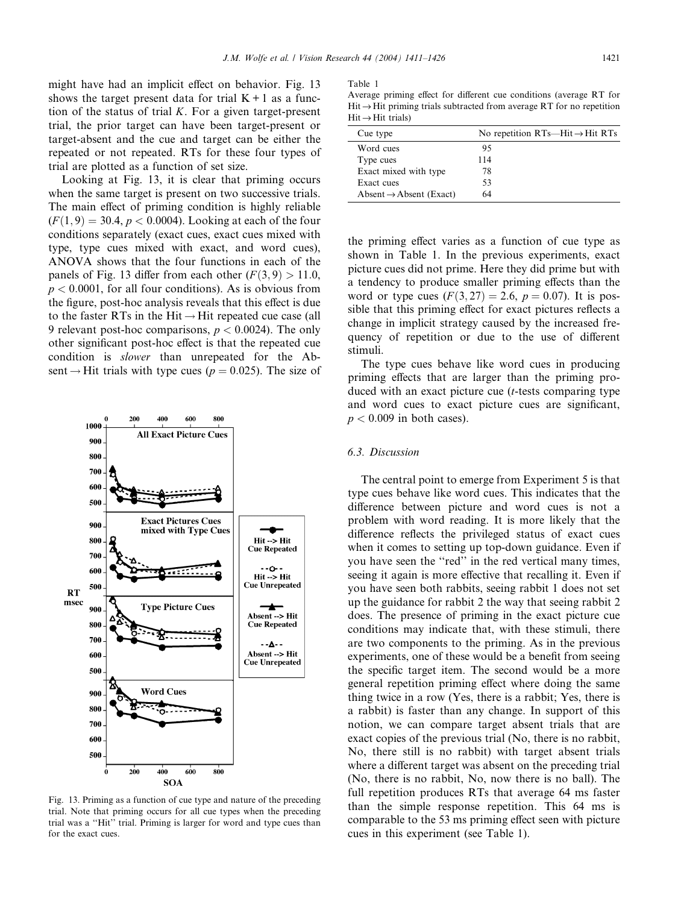might have had an implicit effect on behavior. Fig. 13 shows the target present data for trial K + 1 as a function of the status of trial $K$. For a given target-present trial, the prior target can have been target-present or target-absent and the cue and target can be either the repeated or not repeated. RTs for these four types of trial are plotted as a function of set size.

Looking at Fig. 13, it is clear that priming occurs when the same target is present on two successive trials. The main effect of priming condition is highly reliable ($F(1,9) = 30.4$, $p < 0.0004$). Looking at each of the four conditions separately (exact cues, exact cues mixed with type, type cues mixed with exact, and word cues), ANOVA shows that the four functions in each of the panels of Fig. 13 differ from each other ($F(3,9) > 11.0$, $p < 0.0001$, for all four conditions). As is obvious from the figure, post-hoc analysis reveals that this effect is due to the faster RTs in the Hit → Hit repeated cue case (all 9 relevant post-hoc comparisons, $p < 0.0024$). The only other significant post-hoc effect is that the repeated cue condition is *slower* than unrepeated for the Absent → Hit trials with type cues ($p = 0.025$). The size of the priming effect varies as a function of cue type as shown in Table 1. In the previous experiments, exact picture cues did not prime. Here they did prime but with a tendency to produce smaller priming effects than the word or type cues ($F(3,27) = 2.6$, $p = 0.07$). It is possible that this priming effect for exact pictures reflects a change in implicit strategy caused by the increased frequency of repetition or due to the use of different stimuli.

Fig. 13. Priming as a function of cue type and nature of the preceding trial. Note that priming occurs for all cue types when the preceding trial was a "Hit" trial. Priming is larger for word and type cues than for the exact cues.

Table 1
Average priming effect for different cue conditions (average RT for Hit → Hit priming trials subtracted from average RT for no repetition Hit → Hit trials)

| Cue type | No repetition RTs—Hit → Hit RTs |
|---|---|
| Word cues | 95 |
| Type cues | 114 |
| Exact mixed with type | 78 |
| Exact cues | 53 |
| Absent → Absent (Exact) | 64 |

The type cues behave like word cues in producing priming effects that are larger than the priming produced with an exact picture cue ($t$-tests comparing type and word cues to exact picture cues are significant, $p < 0.009$ in both cases).

### 6.3. Discussion

The central point to emerge from Experiment 5 is that type cues behave like word cues. This indicates that the difference between picture and word cues is not a problem with word reading. It is more likely that the difference reflects the privileged status of exact cues when it comes to setting up top-down guidance. Even if you have seen the "red" in the red vertical many times, seeing it again is more effective that recalling it. Even if you have seen both rabbits, seeing rabbit 1 does not set up the guidance for rabbit 2 the way that seeing rabbit 2 does. The presence of priming in the exact picture cue conditions may indicate that, with these stimuli, there are two components to the priming. As in the previous experiments, one of these would be a benefit from seeing the specific target item. The second would be a more general repetition priming effect where doing the same thing twice in a row (Yes, there is a rabbit; Yes, there is a rabbit) is faster than any change. In support of this notion, we can compare target absent trials that are exact copies of the previous trial (No, there is no rabbit, No, there still is no rabbit) with target absent trials where a different target was absent on the preceding trial (No, there is no rabbit, No, now there is no ball). The full repetition produces RTs that average 64 ms faster than the simple response repetition. This 64 ms is comparable to the 53 ms priming effect seen with picture cues in this experiment (see Table 1).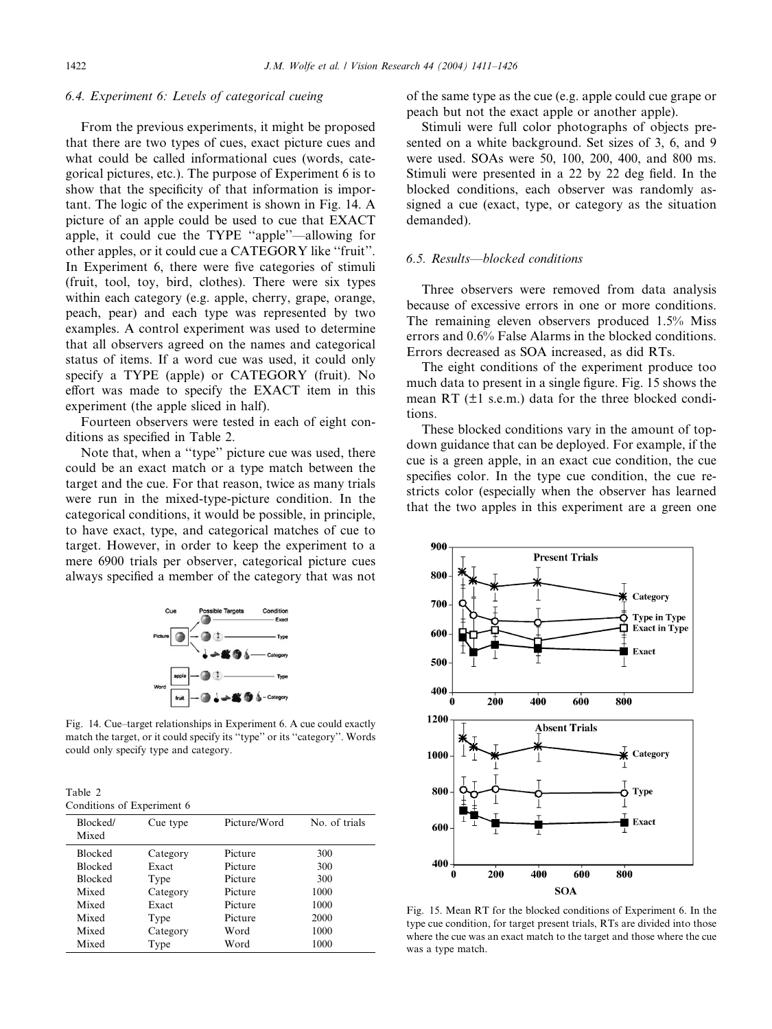### 6.4. Experiment 6: Levels of categorical cueing

From the previous experiments, it might be proposed that there are two types of cues, exact picture cues and what could be called informational cues (words, categorical pictures, etc.). The purpose of Experiment 6 is to show that the specificity of that information is important. The logic of the experiment is shown in Fig. 14. A picture of an apple could be used to cue that EXACT apple, it could cue the TYPE "apple"—allowing for other apples, or it could cue a CATEGORY like "fruit". In Experiment 6, there were five categories of stimuli (fruit, tool, toy, bird, clothes). There were six types within each category (e.g. apple, cherry, grape, orange, peach, pear) and each type was represented by two examples. A control experiment was used to determine that all observers agreed on the names and categorical status of items. If a word cue was used, it could only specify a TYPE (apple) or CATEGORY (fruit). No effort was made to specify the EXACT item in this experiment (the apple sliced in half).

Fourteen observers were tested in each of eight conditions as specified in Table 2.

Note that, when a "type" picture cue was used, there could be an exact match or a type match between the target and the cue. For that reason, twice as many trials were run in the mixed-type-picture condition. In the categorical conditions, it would be possible, in principle, to have exact, type, and categorical matches of cue to target. However, in order to keep the experiment to a mere 6900 trials per observer, categorical picture cues always specified a member of the category that was not of the same type as the cue (e.g. apple could cue grape or peach but not the exact apple or another apple).

Stimuli were full color photographs of objects presented on a white background. Set sizes of 3, 6, and 9 were used. SOAs were 50, 100, 200, 400, and 800 ms. Stimuli were presented in a 22 by 22 deg field. In the blocked conditions, each observer was randomly assigned a cue (exact, type, or category as the situation demanded).

Fig. 14. Cue–target relationships in Experiment 6. A cue could exactly match the target, or it could specify its "type" or its "category". Words could only specify type and category.

Table 2
Conditions of Experiment 6

| Blocked/Mixed | Cue type | Picture/Word | No. of trials |
|---|---|---|---|
| Blocked | Category | Picture | 300 |
| Blocked | Exact | Picture | 300 |
| Blocked | Type | Picture | 300 |
| Mixed | Category | Picture | 1000 |
| Mixed | Exact | Picture | 1000 |
| Mixed | Type | Picture | 2000 |
| Mixed | Category | Word | 1000 |
| Mixed | Type | Word | 1000 |

### 6.5. Results—blocked conditions

Three observers were removed from data analysis because of excessive errors in one or more conditions. The remaining eleven observers produced 1.5% Miss errors and 0.6% False Alarms in the blocked conditions. Errors decreased as SOA increased, as did RTs.

The eight conditions of the experiment produce too much data to present in a single figure. Fig. 15 shows the mean RT (±1 s.e.m.) data for the three blocked conditions.

These blocked conditions vary in the amount of top-down guidance that can be deployed. For example, if the cue is a green apple, in an exact cue condition, the cue specifies color. In the type cue condition, the cue restricts color (especially when the observer has learned that the two apples in this experiment are a green one

Fig. 15. Mean RT for the blocked conditions of Experiment 6. In the type cue condition, for target present trials, RTs are divided into those where the cue was an exact match to the target and those where the cue was a type match.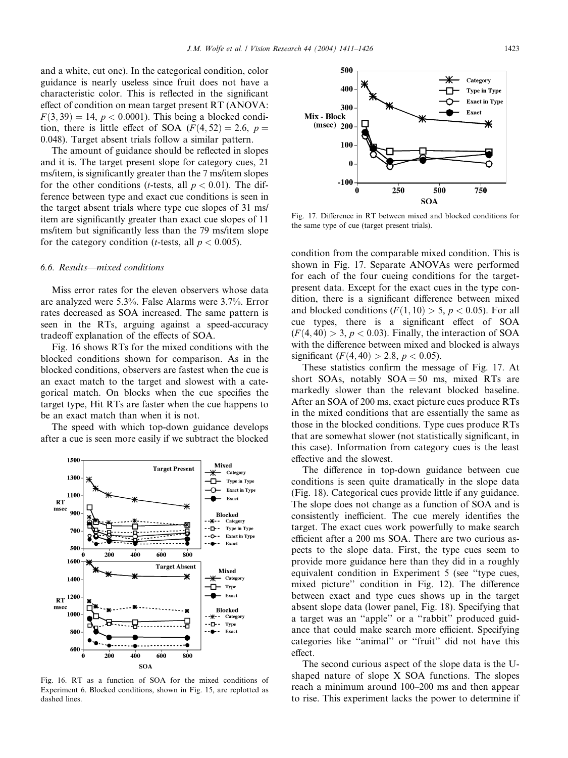and a white, cut one). In the categorical condition, color guidance is nearly useless since fruit does not have a characteristic color. This is reflected in the significant effect of condition on mean target present RT (ANOVA: $F(3,39) = 14$, $p < 0.0001$). This being a blocked condition, there is little effect of SOA ($F(4,52) = 2.6$, $p = 0.048$). Target absent trials follow a similar pattern.

The amount of guidance should be reflected in slopes and it is. The target present slope for category cues, 21 ms/item, is significantly greater than the 7 ms/item slopes for the other conditions ($t$-tests, all $p < 0.01$). The difference between type and exact cue conditions is seen in the target absent trials where type cue slopes of 31 ms/item are significantly greater than exact cue slopes of 11 ms/item but significantly less than the 79 ms/item slope for the category condition ($t$-tests, all $p < 0.005$).

### 6.6. Results—mixed conditions

Miss error rates for the eleven observers whose data are analyzed were 5.3%. False Alarms were 3.7%. Error rates decreased as SOA increased. The same pattern is seen in the RTs, arguing against a speed-accuracy tradeoff explanation of the effects of SOA.

Fig. 16 shows RTs for the mixed conditions with the blocked conditions shown for comparison. As in the blocked conditions, observers are fastest when the cue is an exact match to the target and slowest with a categorical match. On blocks when the cue specifies the target type, Hit RTs are faster when the cue happens to be an exact match than when it is not.

The speed with which top-down guidance develops after a cue is seen more easily if we subtract the blocked condition from the comparable mixed condition. This is shown in Fig. 17. Separate ANOVAs were performed for each of the four cueing conditions for the target-present data. Except for the exact cues in the type condition, there is a significant difference between mixed and blocked conditions ($F(1,10) > 5$, $p < 0.05$). For all cue types, there is a significant effect of SOA ($F(4,40) > 3$, $p < 0.03$). Finally, the interaction of SOA with the difference between mixed and blocked is always significant ($F(4,40) > 2.8$, $p < 0.05$).

Fig. 16. RT as a function of SOA for the mixed conditions of Experiment 6. Blocked conditions, shown in Fig. 15, are replotted as dashed lines.

Fig. 17. Difference in RT between mixed and blocked conditions for the same type of cue (target present trials).

These statistics confirm the message of Fig. 17. At short SOAs, notably SOA = 50 ms, mixed RTs are markedly slower than the relevant blocked baseline. After an SOA of 200 ms, exact picture cues produce RTs in the mixed conditions that are essentially the same as those in the blocked conditions. Type cues produce RTs that are somewhat slower (not statistically significant, in this case). Information from category cues is the least effective and the slowest.

The difference in top-down guidance between cue conditions is seen quite dramatically in the slope data (Fig. 18). Categorical cues provide little if any guidance. The slope does not change as a function of SOA and is consistently inefficient. The cue merely identifies the target. The exact cues work powerfully to make search efficient after a 200 ms SOA. There are two curious aspects to the slope data. First, the type cues seem to provide more guidance here than they did in a roughly equivalent condition in Experiment 5 (see ''type cues, mixed picture'' condition in Fig. 12). The difference between exact and type cues shows up in the target absent slope data (lower panel, Fig. 18). Specifying that a target was an ''apple'' or a ''rabbit'' produced guidance that could make search more efficient. Specifying categories like ''animal'' or ''fruit'' did not have this effect.

The second curious aspect of the slope data is the U-shaped nature of slope X SOA functions. The slopes reach a minimum around 100–200 ms and then appear to rise. This experiment lacks the power to determine if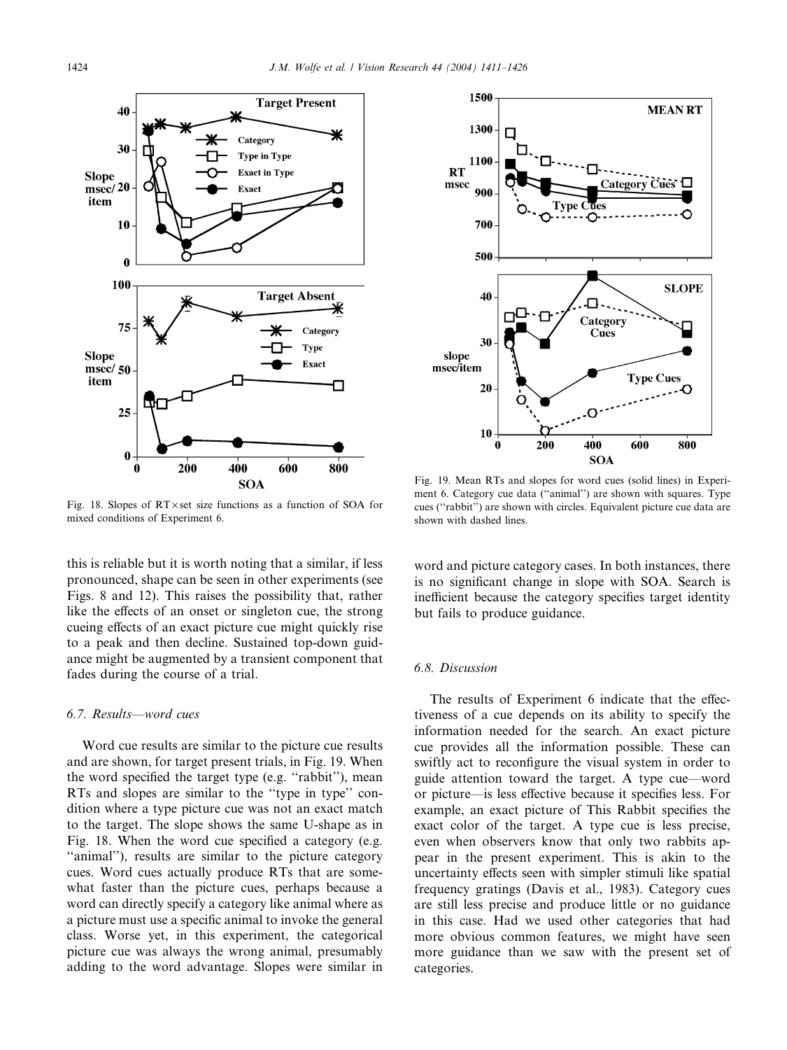Fig. 18. Slopes of RT×set size functions as a function of SOA for mixed conditions of Experiment 6.

Fig. 19. Mean RTs and slopes for word cues (solid lines) in Experiment 6. Category cue data (''animal'') are shown with squares. Type cues (''rabbit'') are shown with circles. Equivalent picture cue data are shown with dashed lines.

this is reliable but it is worth noting that a similar, if less pronounced, shape can be seen in other experiments (see Figs. 8 and 12). This raises the possibility that, rather like the effects of an onset or singleton cue, the strong cueing effects of an exact picture cue might quickly rise to a peak and then decline. Sustained top-down guidance might be augmented by a transient component that fades during the course of a trial.

### 6.7. Results—word cues

Word cue results are similar to the picture cue results and are shown, for target present trials, in Fig. 19. When the word specified the target type (e.g. ''rabbit''), mean RTs and slopes are similar to the ''type in type'' condition where a type picture cue was not an exact match to the target. The slope shows the same U-shape as in Fig. 18. When the word cue specified a category (e.g. ''animal''), results are similar to the picture category cues. Word cues actually produce RTs that are somewhat faster than the picture cues, perhaps because a word can directly specify a category like animal where as a picture must use a specific animal to invoke the general class. Worse yet, in this experiment, the categorical picture cue was always the wrong animal, presumably adding to the word advantage. Slopes were similar in word and picture category cases. In both instances, there is no significant change in slope with SOA. Search is inefficient because the category specifies target identity but fails to produce guidance.

### 6.8. Discussion

The results of Experiment 6 indicate that the effectiveness of a cue depends on its ability to specify the information needed for the search. An exact picture cue provides all the information possible. These can swiftly act to reconfigure the visual system in order to guide attention toward the target. A type cue—word or picture—is less effective because it specifies less. For example, an exact picture of This Rabbit specifies the exact color of the target. A type cue is less precise, even when observers know that only two rabbits appear in the present experiment. This is akin to the uncertainty effects seen with simpler stimuli like spatial frequency gratings (Davis et al., 1983). Category cues are still less precise and produce little or no guidance in this case. Had we used other categories that had more obvious common features, we might have seen more guidance than we saw with the present set of categories.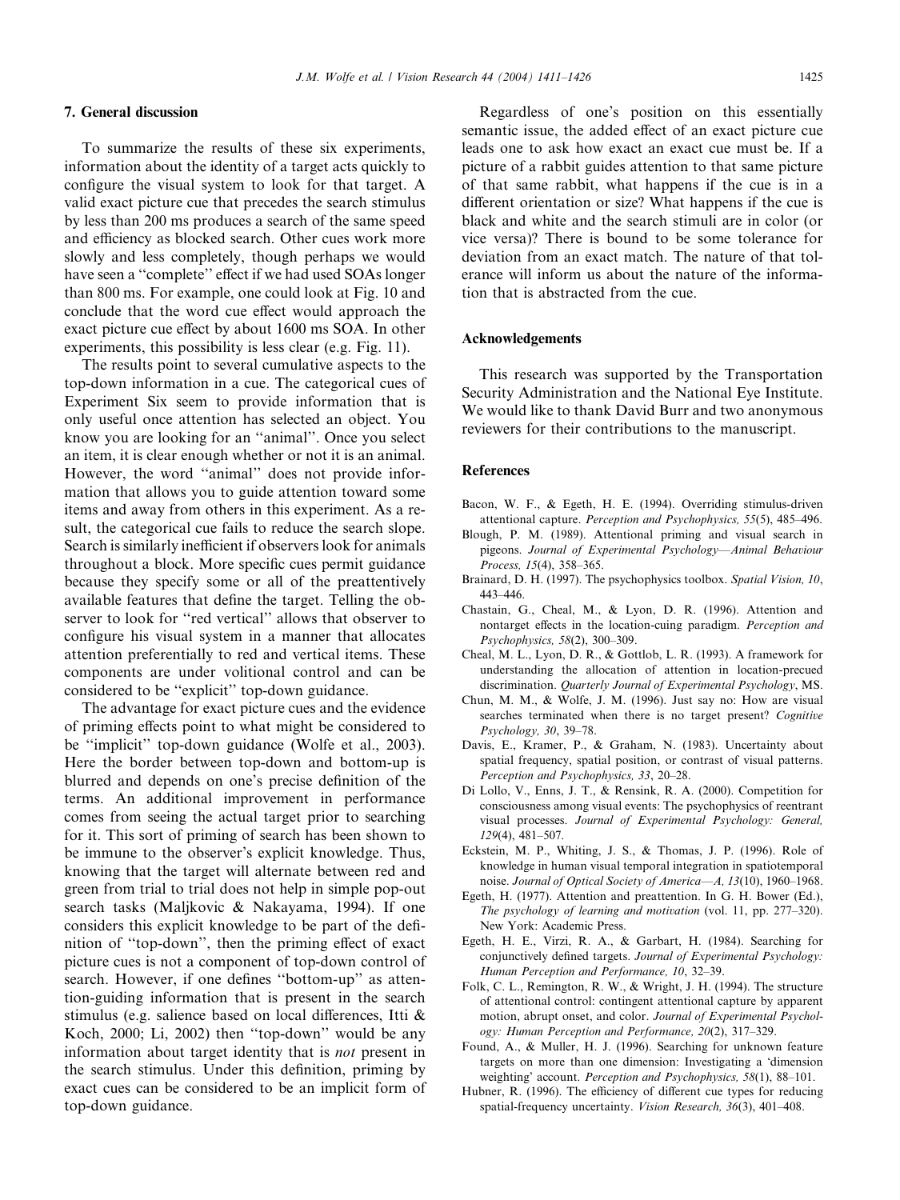## 7. General discussion

To summarize the results of these six experiments, information about the identity of a target acts quickly to configure the visual system to look for that target. A valid exact picture cue that precedes the search stimulus by less than 200 ms produces a search of the same speed and efficiency as blocked search. Other cues work more slowly and less completely, though perhaps we would have seen a "complete" effect if we had used SOAs longer than 800 ms. For example, one could look at Fig. 10 and conclude that the word cue effect would approach the exact picture cue effect by about 1600 ms SOA. In other experiments, this possibility is less clear (e.g. Fig. 11).

The results point to several cumulative aspects to the top-down information in a cue. The categorical cues of Experiment Six seem to provide information that is only useful once attention has selected an object. You know you are looking for an "animal". Once you select an item, it is clear enough whether or not it is an animal. However, the word "animal" does not provide information that allows you to guide attention toward some items and away from others in this experiment. As a result, the categorical cue fails to reduce the search slope. Search is similarly inefficient if observers look for animals throughout a block. More specific cues permit guidance because they specify some or all of the preattentively available features that define the target. Telling the observer to look for "red vertical" allows that observer to configure his visual system in a manner that allocates attention preferentially to red and vertical items. These components are under volitional control and can be considered to be "explicit" top-down guidance.

The advantage for exact picture cues and the evidence of priming effects point to what might be considered to be "implicit" top-down guidance (Wolfe et al., 2003). Here the border between top-down and bottom-up is blurred and depends on one's precise definition of the terms. An additional improvement in performance comes from seeing the actual target prior to searching for it. This sort of priming of search has been shown to be immune to the observer's explicit knowledge. Thus, knowing that the target will alternate between red and green from trial to trial does not help in simple pop-out search tasks (Maljkovic & Nakayama, 1994). If one considers this explicit knowledge to be part of the definition of "top-down", then the priming effect of exact picture cues is not a component of top-down control of search. However, if one defines "bottom-up" as attention-guiding information that is present in the search stimulus (e.g. salience based on local differences, Itti & Koch, 2000; Li, 2002) then "top-down" would be any information about target identity that is *not* present in the search stimulus. Under this definition, priming by exact cues can be considered to be an implicit form of top-down guidance.

Regardless of one's position on this essentially semantic issue, the added effect of an exact picture cue leads one to ask how exact an exact cue must be. If a picture of a rabbit guides attention to that same picture of that same rabbit, what happens if the cue is in a different orientation or size? What happens if the cue is black and white and the search stimuli are in color (or vice versa)? There is bound to be some tolerance for deviation from an exact match. The nature of that tolerance will inform us about the nature of the information that is abstracted from the cue.

## Acknowledgements

This research was supported by the Transportation Security Administration and the National Eye Institute. We would like to thank David Burr and two anonymous reviewers for their contributions to the manuscript.

## References

Bacon, W. F., & Egeth, H. E. (1994). Overriding stimulus-driven attentional capture. *Perception and Psychophysics, 55*(5), 485–496.

Blough, P. M. (1989). Attentional priming and visual search in pigeons. *Journal of Experimental Psychology—Animal Behaviour Process, 15*(4), 358–365.

Brainard, D. H. (1997). The psychophysics toolbox. *Spatial Vision, 10*, 443–446.

Chastain, G., Cheal, M., & Lyon, D. R. (1996). Attention and nontarget effects in the location-cuing paradigm. *Perception and Psychophysics, 58*(2), 300–309.

Cheal, M. L., Lyon, D. R., & Gottlob, L. R. (1993). A framework for understanding the allocation of attention in location-precued discrimination. *Quarterly Journal of Experimental Psychology*, MS.

Chun, M. M., & Wolfe, J. M. (1996). Just say no: How are visual searches terminated when there is no target present? *Cognitive Psychology, 30*, 39–78.

Davis, E., Kramer, P., & Graham, N. (1983). Uncertainty about spatial frequency, spatial position, or contrast of visual patterns. *Perception and Psychophysics, 33*, 20–28.

Di Lollo, V., Enns, J. T., & Rensink, R. A. (2000). Competition for consciousness among visual events: The psychophysics of reentrant visual processes. *Journal of Experimental Psychology: General, 129*(4), 481–507.

Eckstein, M. P., Whiting, J. S., & Thomas, J. P. (1996). Role of knowledge in human visual temporal integration in spatiotemporal noise. *Journal of Optical Society of America—A, 13*(10), 1960–1968.

Egeth, H. (1977). Attention and preattention. In G. H. Bower (Ed.), *The psychology of learning and motivation* (vol. 11, pp. 277–320). New York: Academic Press.

Egeth, H. E., Virzi, R. A., & Garbart, H. (1984). Searching for conjunctively defined targets. *Journal of Experimental Psychology: Human Perception and Performance, 10*, 32–39.

Folk, C. L., Remington, R. W., & Wright, J. H. (1994). The structure of attentional control: contingent attentional capture by apparent motion, abrupt onset, and color. *Journal of Experimental Psychology: Human Perception and Performance, 20*(2), 317–329.

Found, A., & Muller, H. J. (1996). Searching for unknown feature targets on more than one dimension: Investigating a 'dimension weighting' account. *Perception and Psychophysics, 58*(1), 88–101.

Hubner, R. (1996). The efficiency of different cue types for reducing spatial-frequency uncertainty. *Vision Research, 36*(3), 401–408.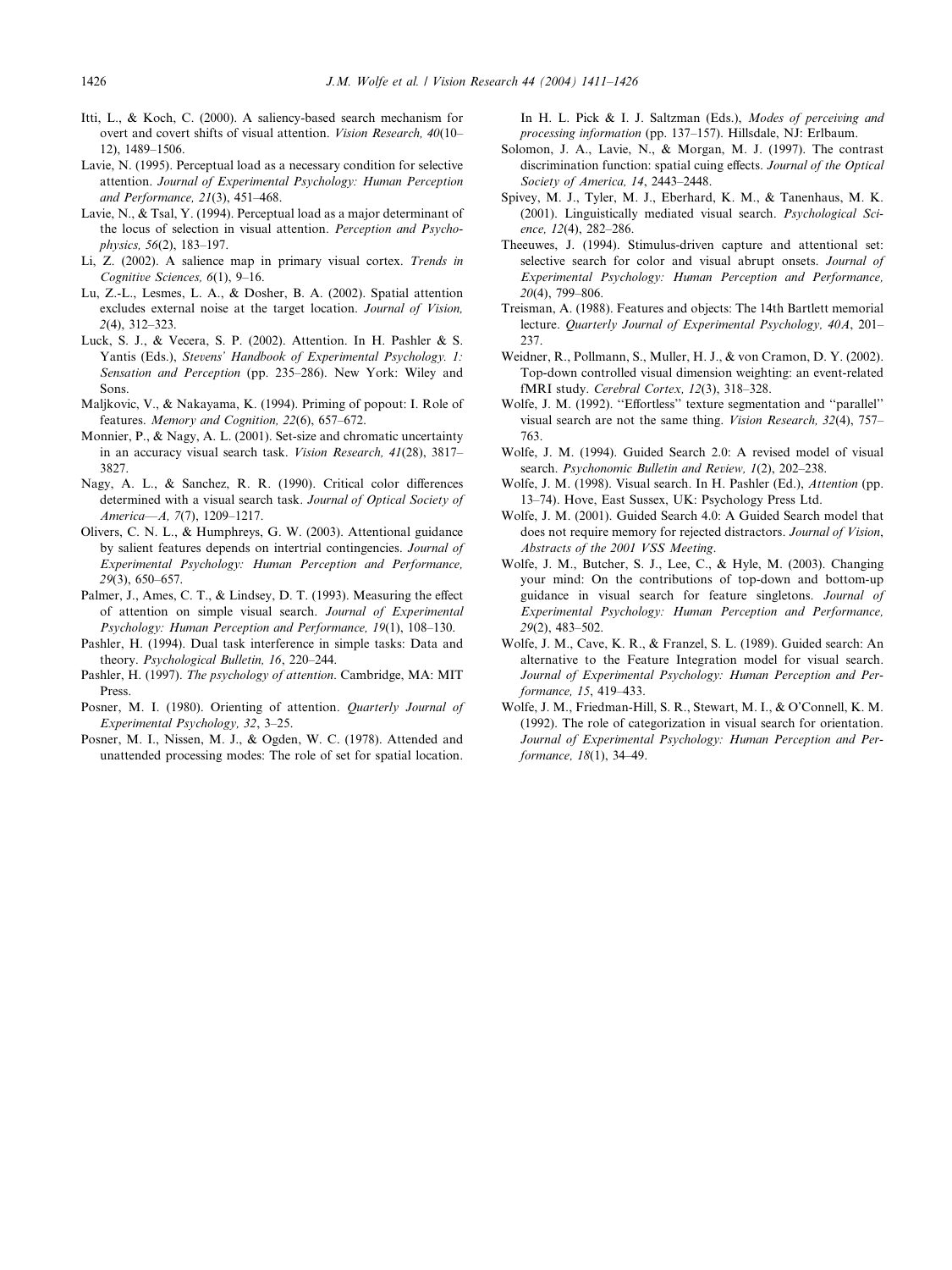Itti, L., & Koch, C. (2000). A saliency-based search mechanism for overt and covert shifts of visual attention. *Vision Research, 40*(10–12), 1489–1506.

Lavie, N. (1995). Perceptual load as a necessary condition for selective attention. *Journal of Experimental Psychology: Human Perception and Performance, 21*(3), 451–468.

Lavie, N., & Tsal, Y. (1994). Perceptual load as a major determinant of the locus of selection in visual attention. *Perception and Psychophysics, 56*(2), 183–197.

Li, Z. (2002). A salience map in primary visual cortex. *Trends in Cognitive Sciences, 6*(1), 9–16.

Lu, Z.-L., Lesmes, L. A., & Dosher, B. A. (2002). Spatial attention excludes external noise at the target location. *Journal of Vision, 2*(4), 312–323.

Luck, S. J., & Vecera, S. P. (2002). Attention. In H. Pashler & S. Yantis (Eds.), *Stevens' Handbook of Experimental Psychology. 1: Sensation and Perception* (pp. 235–286). New York: Wiley and Sons.

Maljkovic, V., & Nakayama, K. (1994). Priming of popout: I. Role of features. *Memory and Cognition, 22*(6), 657–672.

Monnier, P., & Nagy, A. L. (2001). Set-size and chromatic uncertainty in an accuracy visual search task. *Vision Research, 41*(28), 3817–3827.

Nagy, A. L., & Sanchez, R. R. (1990). Critical color differences determined with a visual search task. *Journal of Optical Society of America—A, 7*(7), 1209–1217.

Olivers, C. N. L., & Humphreys, G. W. (2003). Attentional guidance by salient features depends on intertrial contingencies. *Journal of Experimental Psychology: Human Perception and Performance, 29*(3), 650–657.

Palmer, J., Ames, C. T., & Lindsey, D. T. (1993). Measuring the effect of attention on simple visual search. *Journal of Experimental Psychology: Human Perception and Performance, 19*(1), 108–130.

Pashler, H. (1994). Dual task interference in simple tasks: Data and theory. *Psychological Bulletin, 16*, 220–244.

Pashler, H. (1997). *The psychology of attention*. Cambridge, MA: MIT Press.

Posner, M. I. (1980). Orienting of attention. *Quarterly Journal of Experimental Psychology, 32*, 3–25.

Posner, M. I., Nissen, M. J., & Ogden, W. C. (1978). Attended and unattended processing modes: The role of set for spatial location. In H. L. Pick & I. J. Saltzman (Eds.), *Modes of perceiving and processing information* (pp. 137–157). Hillsdale, NJ: Erlbaum.

Solomon, J. A., Lavie, N., & Morgan, M. J. (1997). The contrast discrimination function: spatial cuing effects. *Journal of the Optical Society of America, 14*, 2443–2448.

Spivey, M. J., Tyler, M. J., Eberhard, K. M., & Tanenhaus, M. K. (2001). Linguistically mediated visual search. *Psychological Science, 12*(4), 282–286.

Theeuwes, J. (1994). Stimulus-driven capture and attentional set: selective search for color and visual abrupt onsets. *Journal of Experimental Psychology: Human Perception and Performance, 20*(4), 799–806.

Treisman, A. (1988). Features and objects: The 14th Bartlett memorial lecture. *Quarterly Journal of Experimental Psychology, 40A*, 201–237.

Weidner, R., Pollmann, S., Muller, H. J., & von Cramon, D. Y. (2002). Top-down controlled visual dimension weighting: an event-related fMRI study. *Cerebral Cortex, 12*(3), 318–328.

Wolfe, J. M. (1992). ''Effortless'' texture segmentation and ''parallel'' visual search are not the same thing. *Vision Research, 32*(4), 757–763.

Wolfe, J. M. (1994). Guided Search 2.0: A revised model of visual search. *Psychonomic Bulletin and Review, 1*(2), 202–238.

Wolfe, J. M. (1998). Visual search. In H. Pashler (Ed.), *Attention* (pp. 13–74). Hove, East Sussex, UK: Psychology Press Ltd.

Wolfe, J. M. (2001). Guided Search 4.0: A Guided Search model that does not require memory for rejected distractors. *Journal of Vision, Abstracts of the 2001 VSS Meeting*.

Wolfe, J. M., Butcher, S. J., Lee, C., & Hyle, M. (2003). Changing your mind: On the contributions of top-down and bottom-up guidance in visual search for feature singletons. *Journal of Experimental Psychology: Human Perception and Performance, 29*(2), 483–502.

Wolfe, J. M., Cave, K. R., & Franzel, S. L. (1989). Guided search: An alternative to the Feature Integration model for visual search. *Journal of Experimental Psychology: Human Perception and Performance, 15*, 419–433.

Wolfe, J. M., Friedman-Hill, S. R., Stewart, M. I., & O'Connell, K. M. (1992). The role of categorization in visual search for orientation. *Journal of Experimental Psychology: Human Perception and Performance, 18*(1), 34–49.